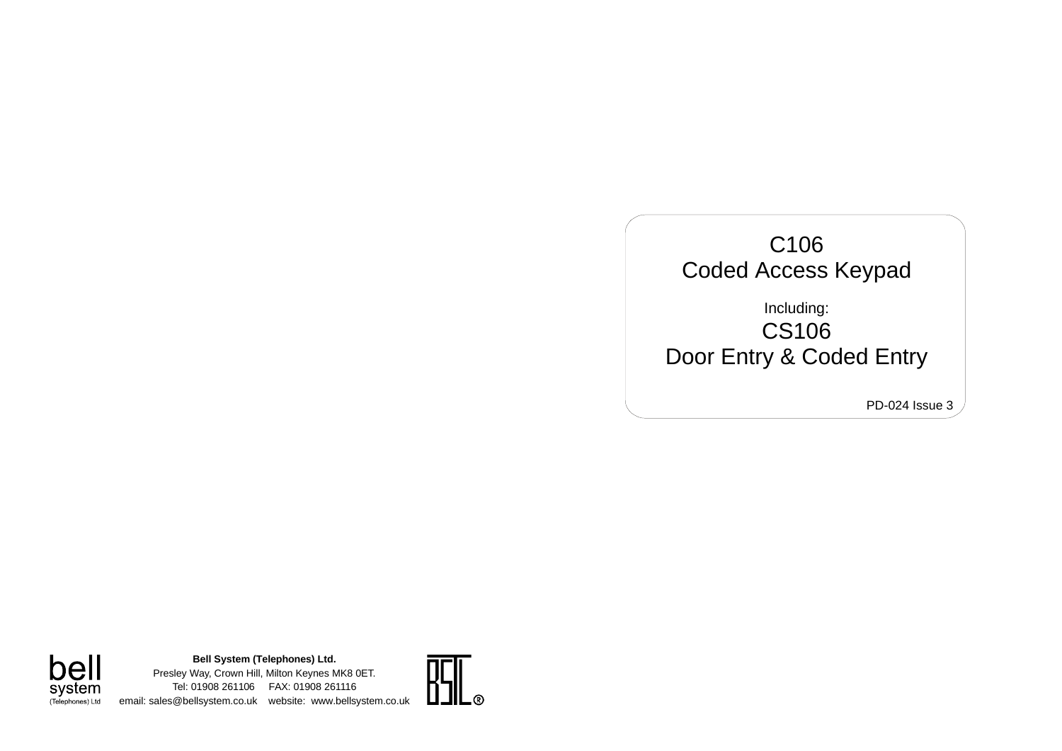# C106
# Coded Access Keypad

Including:

## CS106
## Door Entry & Coded Entry

PD-024 Issue 3

**Bell System (Telephones) Ltd.**
Presley Way, Crown Hill, Milton Keynes MK8 0ET.
Tel: 01908 261106 FAX: 01908 261116
email: sales@bellsystem.co.uk website: www.bellsystem.co.uk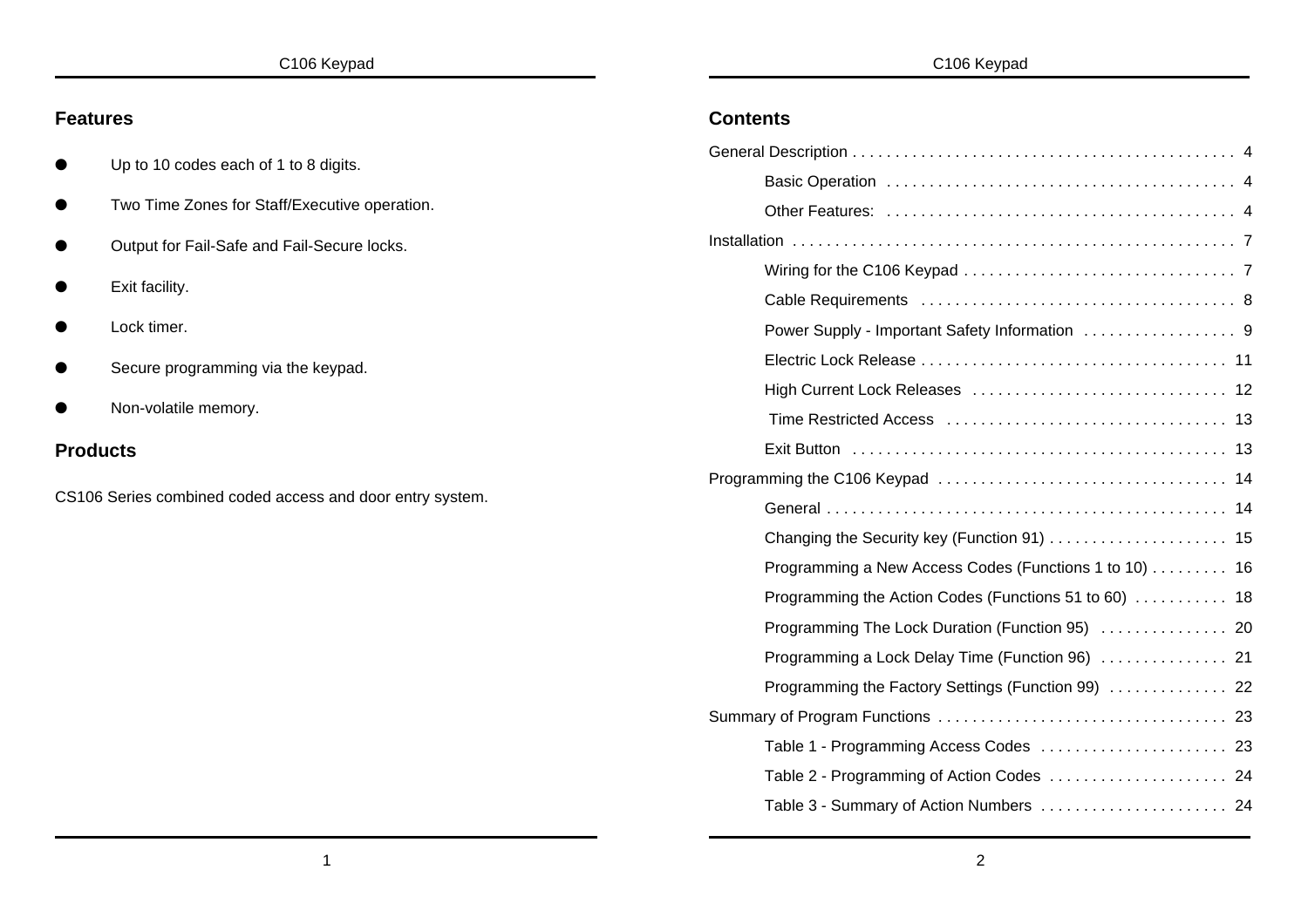## Features

- Up to 10 codes each of 1 to 8 digits.
- Two Time Zones for Staff/Executive operation.
- Output for Fail-Safe and Fail-Secure locks.
- Exit facility.
- Lock timer.
- Secure programming via the keypad.
- Non-volatile memory.

## Products

CS106 Series combined coded access and door entry system.

## Contents

General Description . . . . . . . . . . 4

- Basic Operation . . . . . . . . . . 4
- Other Features: . . . . . . . . . . 4

Installation . . . . . . . . . . 7

- Wiring for the C106 Keypad . . . . . . . . . . 7
- Cable Requirements . . . . . . . . . . 8
- Power Supply - Important Safety Information . . . . . . . . . . 9
- Electric Lock Release . . . . . . . . . . 11
- High Current Lock Releases . . . . . . . . . . 12
- Time Restricted Access . . . . . . . . . . 13
- Exit Button . . . . . . . . . . 13

Programming the C106 Keypad . . . . . . . . . . 14

- General . . . . . . . . . . 14
- Changing the Security key (Function 91) . . . . . . . . . . 15
- Programming a New Access Codes (Functions 1 to 10) . . . . . . . . . . 16
- Programming the Action Codes (Functions 51 to 60) . . . . . . . . . . 18
- Programming The Lock Duration (Function 95) . . . . . . . . . . 20
- Programming a Lock Delay Time (Function 96) . . . . . . . . . . 21
- Programming the Factory Settings (Function 99) . . . . . . . . . . 22

Summary of Program Functions . . . . . . . . . . 23

- Table 1 - Programming Access Codes . . . . . . . . . . 23
- Table 2 - Programming of Action Codes . . . . . . . . . . 24
- Table 3 - Summary of Action Numbers . . . . . . . . . . 24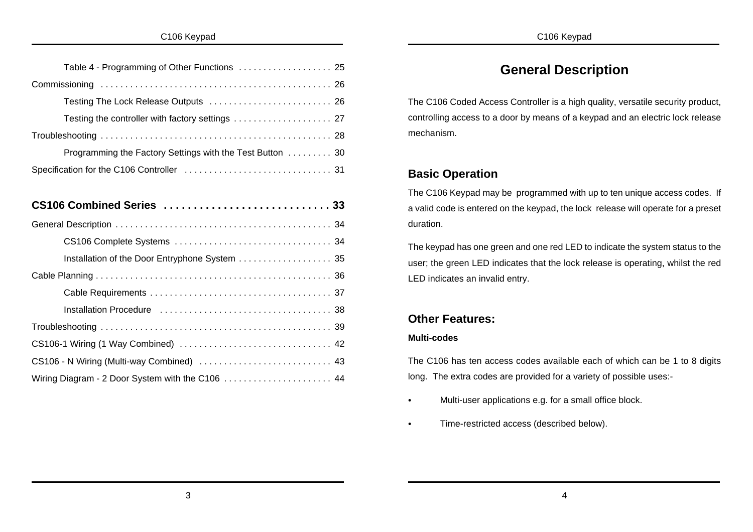Table 4 - Programming of Other Functions . . . . . . . . . . . . . . . . . . . 25

Commissioning . . . . . . . . . . . . . . . . . . . . . . . . . . . . . . . . . . . . . . . . . . . . . . 26

Testing The Lock Release Outputs . . . . . . . . . . . . . . . . . . . . . . . . . 26

Testing the controller with factory settings . . . . . . . . . . . . . . . . . . . . 27

Troubleshooting . . . . . . . . . . . . . . . . . . . . . . . . . . . . . . . . . . . . . . . . . . . . . . 28

Programming the Factory Settings with the Test Button . . . . . . . . . 30

Specification for the C106 Controller . . . . . . . . . . . . . . . . . . . . . . . . . . . . . . 31

**CS106 Combined Series . . . . . . . . . . . . . . . . . . . . . . . . . . . . 33**

General Description . . . . . . . . . . . . . . . . . . . . . . . . . . . . . . . . . . . . . . . . . . . 34

CS106 Complete Systems . . . . . . . . . . . . . . . . . . . . . . . . . . . . . . . . 34

Installation of the Door Entryphone System . . . . . . . . . . . . . . . . . . . 35

Cable Planning . . . . . . . . . . . . . . . . . . . . . . . . . . . . . . . . . . . . . . . . . . . . . . . 36

Cable Requirements . . . . . . . . . . . . . . . . . . . . . . . . . . . . . . . . . . . . . 37

Installation Procedure . . . . . . . . . . . . . . . . . . . . . . . . . . . . . . . . . . . 38

Troubleshooting . . . . . . . . . . . . . . . . . . . . . . . . . . . . . . . . . . . . . . . . . . . . . . 39

CS106-1 Wiring (1 Way Combined) . . . . . . . . . . . . . . . . . . . . . . . . . . . . . . . 42

CS106 - N Wiring (Multi-way Combined) . . . . . . . . . . . . . . . . . . . . . . . . . . . 43

Wiring Diagram - 2 Door System with the C106 . . . . . . . . . . . . . . . . . . . . . . 44

# General Description

The C106 Coded Access Controller is a high quality, versatile security product, controlling access to a door by means of a keypad and an electric lock release mechanism.

## Basic Operation

The C106 Keypad may be programmed with up to ten unique access codes. If a valid code is entered on the keypad, the lock release will operate for a preset duration.

The keypad has one green and one red LED to indicate the system status to the user; the green LED indicates that the lock release is operating, whilst the red LED indicates an invalid entry.

## Other Features:

**Multi-codes**

The C106 has ten access codes available each of which can be 1 to 8 digits long. The extra codes are provided for a variety of possible uses:-

- Multi-user applications e.g. for a small office block.
- Time-restricted access (described below).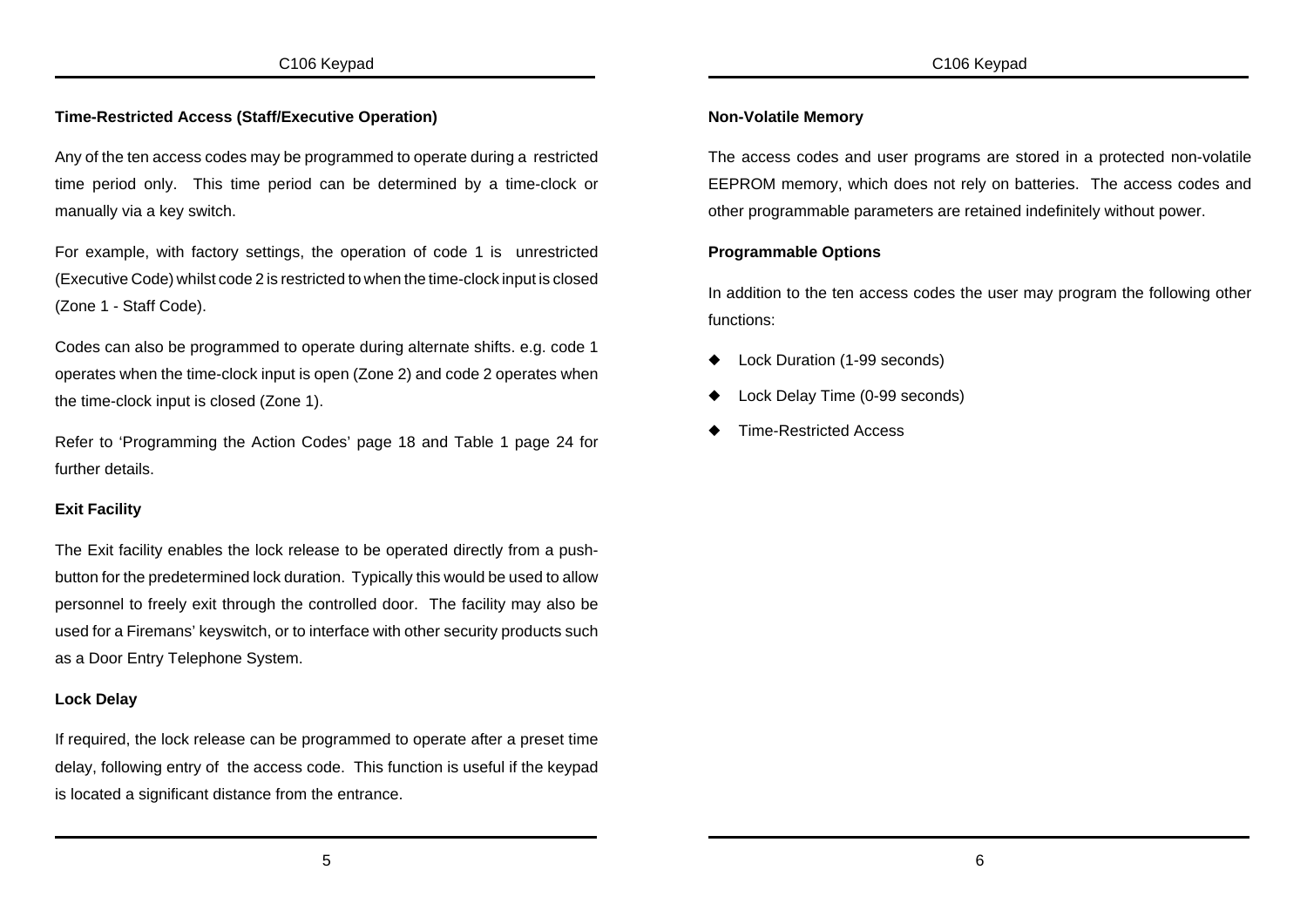### Time-Restricted Access (Staff/Executive Operation)

Any of the ten access codes may be programmed to operate during a restricted time period only. This time period can be determined by a time-clock or manually via a key switch.

For example, with factory settings, the operation of code 1 is unrestricted (Executive Code) whilst code 2 is restricted to when the time-clock input is closed (Zone 1 - Staff Code).

Codes can also be programmed to operate during alternate shifts. e.g. code 1 operates when the time-clock input is open (Zone 2) and code 2 operates when the time-clock input is closed (Zone 1).

Refer to 'Programming the Action Codes' page 18 and Table 1 page 24 for further details.

### Exit Facility

The Exit facility enables the lock release to be operated directly from a push-button for the predetermined lock duration. Typically this would be used to allow personnel to freely exit through the controlled door. The facility may also be used for a Firemans' keyswitch, or to interface with other security products such as a Door Entry Telephone System.

### Lock Delay

If required, the lock release can be programmed to operate after a preset time delay, following entry of the access code. This function is useful if the keypad is located a significant distance from the entrance.

### Non-Volatile Memory

The access codes and user programs are stored in a protected non-volatile EEPROM memory, which does not rely on batteries. The access codes and other programmable parameters are retained indefinitely without power.

### Programmable Options

In addition to the ten access codes the user may program the following other functions:

- Lock Duration (1-99 seconds)
- Lock Delay Time (0-99 seconds)
- Time-Restricted Access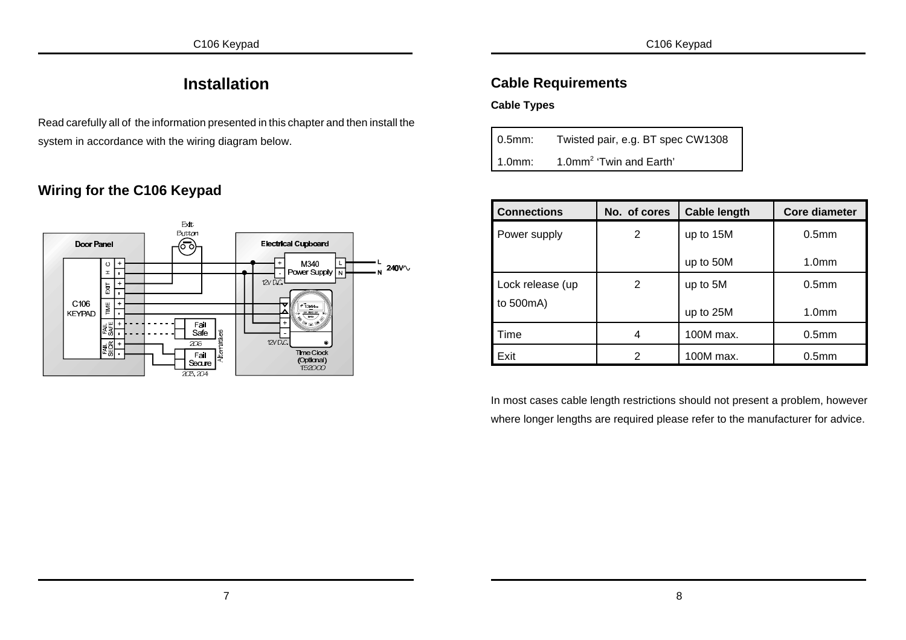# Installation

Read carefully all of the information presented in this chapter and then install the system in accordance with the wiring diagram below.

## Wiring for the C106 Keypad

## Cable Requirements

### Cable Types

| | |
|---|---|
| 0.5mm: | Twisted pair, e.g. BT spec CW1308 |
| 1.0mm: | 1.0mm$^2$ 'Twin and Earth' |

| Connections | No. of cores | Cable length | Core diameter |
|---|---|---|---|
| Power supply | 2 | up to 15M | 0.5mm |
| | | up to 50M | 1.0mm |
| Lock release (up to 500mA) | 2 | up to 5M | 0.5mm |
| | | up to 25M | 1.0mm |
| Time | 4 | 100M max. | 0.5mm |
| Exit | 2 | 100M max. | 0.5mm |

In most cases cable length restrictions should not present a problem, however where longer lengths are required please refer to the manufacturer for advice.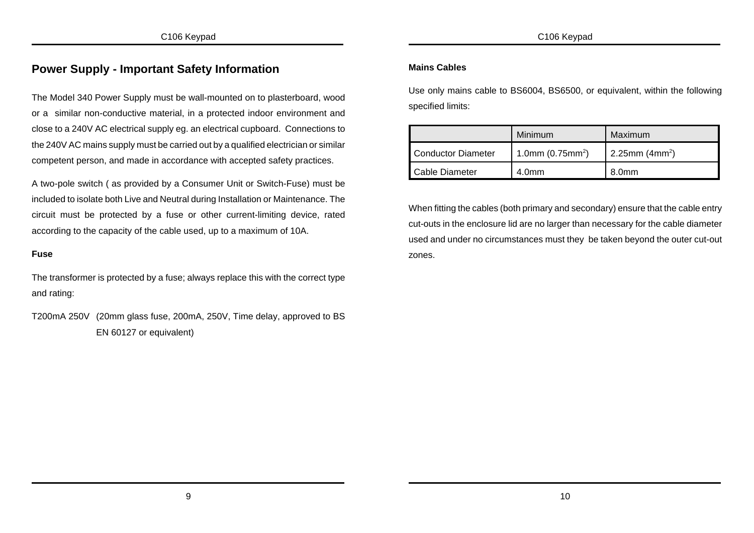## Power Supply - Important Safety Information

The Model 340 Power Supply must be wall-mounted on to plasterboard, wood or a similar non-conductive material, in a protected indoor environment and close to a 240V AC electrical supply eg. an electrical cupboard. Connections to the 240V AC mains supply must be carried out by a qualified electrician or similar competent person, and made in accordance with accepted safety practices.

A two-pole switch ( as provided by a Consumer Unit or Switch-Fuse) must be included to isolate both Live and Neutral during Installation or Maintenance. The circuit must be protected by a fuse or other current-limiting device, rated according to the capacity of the cable used, up to a maximum of 10A.

**Fuse**

The transformer is protected by a fuse; always replace this with the correct type and rating:

T200mA 250V (20mm glass fuse, 200mA, 250V, Time delay, approved to BS EN 60127 or equivalent)

**Mains Cables**

Use only mains cable to BS6004, BS6500, or equivalent, within the following specified limits:

| | Minimum | Maximum |
|---|---|---|
| Conductor Diameter | 1.0mm (0.75mm$^2$) | 2.25mm (4mm$^2$) |
| Cable Diameter | 4.0mm | 8.0mm |

When fitting the cables (both primary and secondary) ensure that the cable entry cut-outs in the enclosure lid are no larger than necessary for the cable diameter used and under no circumstances must they be taken beyond the outer cut-out zones.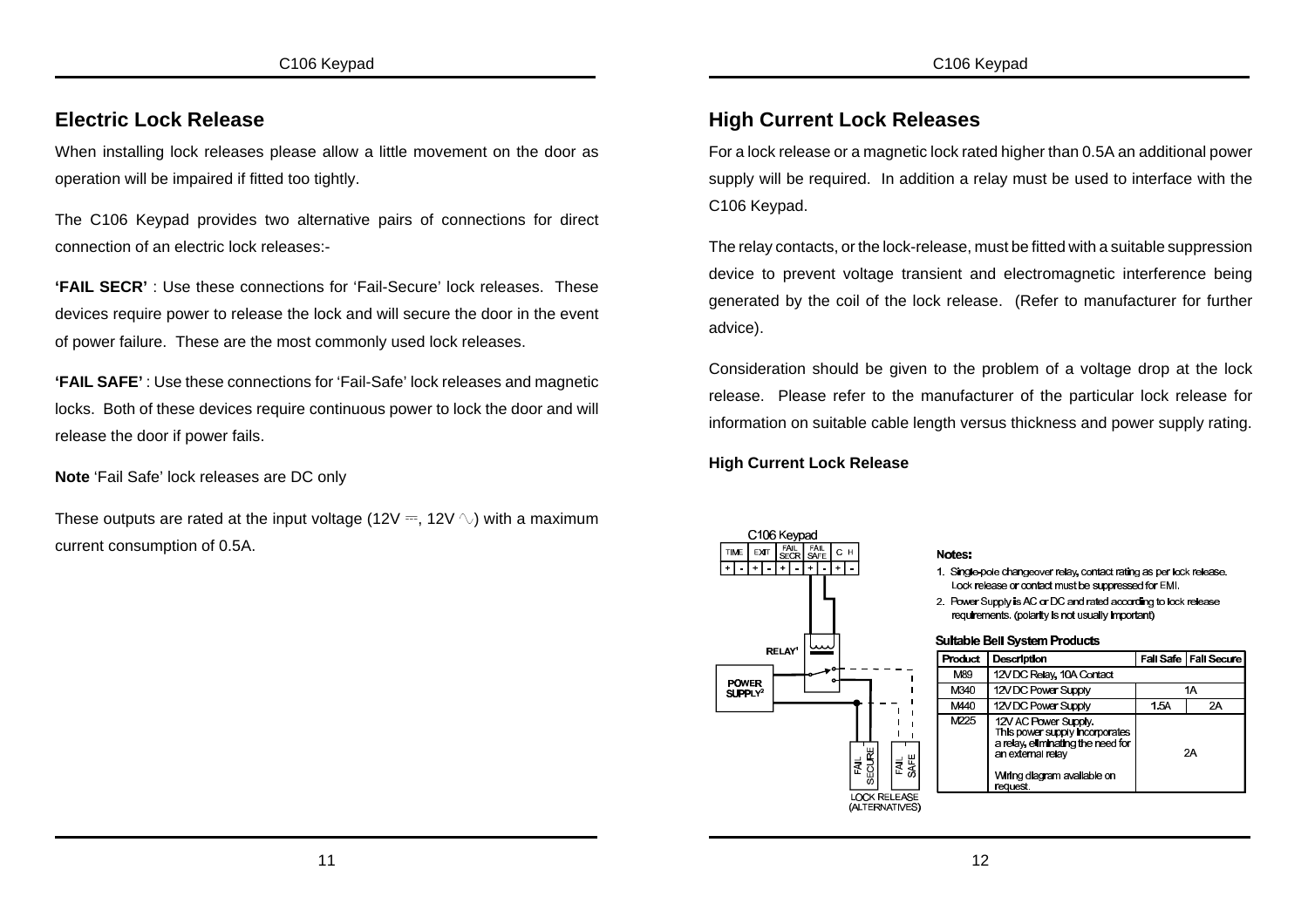## Electric Lock Release

When installing lock releases please allow a little movement on the door as operation will be impaired if fitted too tightly.

The C106 Keypad provides two alternative pairs of connections for direct connection of an electric lock releases:-

**'FAIL SECR'** : Use these connections for 'Fail-Secure' lock releases. These devices require power to release the lock and will secure the door in the event of power failure. These are the most commonly used lock releases.

**'FAIL SAFE'** : Use these connections for 'Fail-Safe' lock releases and magnetic locks. Both of these devices require continuous power to lock the door and will release the door if power fails.

**Note** 'Fail Safe' lock releases are DC only

These outputs are rated at the input voltage (12V ⎓, 12V ∿) with a maximum current consumption of 0.5A.

## High Current Lock Releases

For a lock release or a magnetic lock rated higher than 0.5A an additional power supply will be required. In addition a relay must be used to interface with the C106 Keypad.

The relay contacts, or the lock-release, must be fitted with a suitable suppression device to prevent voltage transient and electromagnetic interference being generated by the coil of the lock release. (Refer to manufacturer for further advice).

Consideration should be given to the problem of a voltage drop at the lock release. Please refer to the manufacturer of the particular lock release for information on suitable cable length versus thickness and power supply rating.

**High Current Lock Release**

C106 Keypad

TIME | EXIT | FAIL SECR | FAIL SAFE | C H

RELAY[1]

POWER SUPPLY[2]

FAIL SECURE | FAIL SAFE

LOCK RELEASE (ALTERNATIVES)

**Notes:**

1. Single-pole changeover relay, contact rating as per lock release. Lock release or contact must be suppressed for EMI.
2. Power Supply is AC or DC and rated according to lock release requirements. (polarity is not usually important)

**Suitable Bell System Products**

| Product | Description | Fail Safe | Fail Secure |
|---|---|---|---|
| M89 | 12V DC Relay, 10A Contact | | |
| M340 | 12V DC Power Supply | 1A | |
| M440 | 12V DC Power Supply | 1.5A | 2A |
| M225 | 12V AC Power Supply. This power supply incorporates a relay, eliminating the need for an external relay<br><br>Wiring diagram available on request. | 2A | |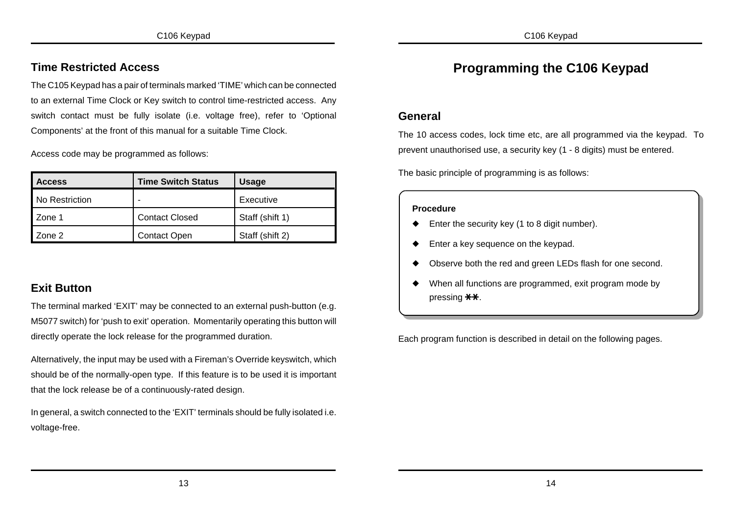## Time Restricted Access

The C105 Keypad has a pair of terminals marked 'TIME' which can be connected to an external Time Clock or Key switch to control time-restricted access. Any switch contact must be fully isolate (i.e. voltage free), refer to 'Optional Components' at the front of this manual for a suitable Time Clock.

Access code may be programmed as follows:

| Access | Time Switch Status | Usage |
|---|---|---|
| No Restriction | - | Executive |
| Zone 1 | Contact Closed | Staff (shift 1) |
| Zone 2 | Contact Open | Staff (shift 2) |

## Exit Button

The terminal marked 'EXIT' may be connected to an external push-button (e.g. M5077 switch) for 'push to exit' operation. Momentarily operating this button will directly operate the lock release for the programmed duration.

Alternatively, the input may be used with a Fireman's Override keyswitch, which should be of the normally-open type. If this feature is to be used it is important that the lock release be of a continuously-rated design.

In general, a switch connected to the 'EXIT' terminals should be fully isolated i.e. voltage-free.

# Programming the C106 Keypad

## General

The 10 access codes, lock time etc, are all programmed via the keypad. To prevent unauthorised use, a security key (1 - 8 digits) must be entered.

The basic principle of programming is as follows:

**Procedure**

- Enter the security key (1 to 8 digit number).
- Enter a key sequence on the keypad.
- Observe both the red and green LEDs flash for one second.
- When all functions are programmed, exit program mode by pressing **✱✱**.

Each program function is described in detail on the following pages.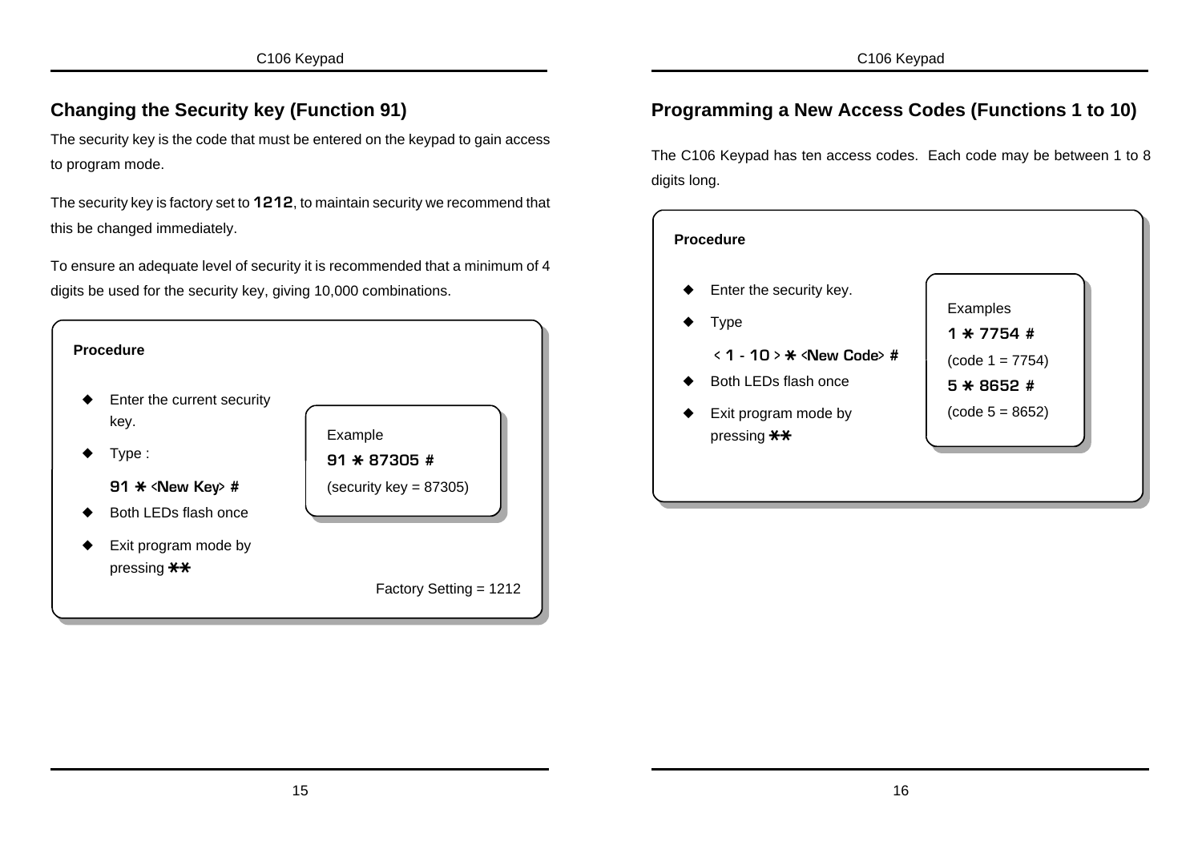## Changing the Security key (Function 91)

The security key is the code that must be entered on the keypad to gain access to program mode.

The security key is factory set to **1212**, to maintain security we recommend that this be changed immediately.

To ensure an adequate level of security it is recommended that a minimum of 4 digits be used for the security key, giving 10,000 combinations.

**Procedure**

- Enter the current security key.
- Type :

  **91 * <New Key> #**
- Both LEDs flash once
- Exit program mode by pressing **\*\***

Example

**91 * 87305 #**

(security key = 87305)

Factory Setting = 1212

## Programming a New Access Codes (Functions 1 to 10)

The C106 Keypad has ten access codes. Each code may be between 1 to 8 digits long.

**Procedure**

- Enter the security key.
- Type

  **< 1 - 10 > * <New Code> #**
- Both LEDs flash once
- Exit program mode by pressing **\*\***

Examples

**1 * 7754 #**

(code 1 = 7754)

**5 * 8652 #**

(code 5 = 8652)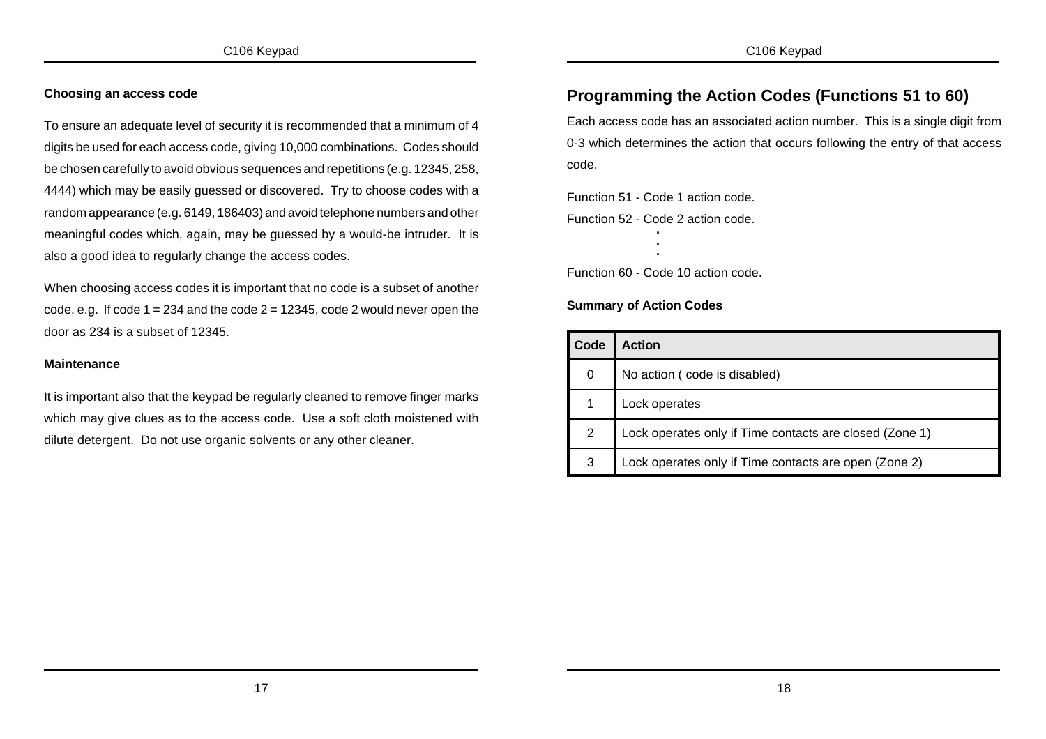### Choosing an access code

To ensure an adequate level of security it is recommended that a minimum of 4 digits be used for each access code, giving 10,000 combinations. Codes should be chosen carefully to avoid obvious sequences and repetitions (e.g. 12345, 258, 4444) which may be easily guessed or discovered. Try to choose codes with a random appearance (e.g. 6149, 186403) and avoid telephone numbers and other meaningful codes which, again, may be guessed by a would-be intruder. It is also a good idea to regularly change the access codes.

When choosing access codes it is important that no code is a subset of another code, e.g. If code 1 = 234 and the code 2 = 12345, code 2 would never open the door as 234 is a subset of 12345.

### Maintenance

It is important also that the keypad be regularly cleaned to remove finger marks which may give clues as to the access code. Use a soft cloth moistened with dilute detergent. Do not use organic solvents or any other cleaner.

## Programming the Action Codes (Functions 51 to 60)

Each access code has an associated action number. This is a single digit from 0-3 which determines the action that occurs following the entry of that access code.

Function 51 - Code 1 action code.

Function 52 - Code 2 action code.

.
.
.

Function 60 - Code 10 action code.

### Summary of Action Codes

| Code | Action |
|---|---|
| 0 | No action ( code is disabled) |
| 1 | Lock operates |
| 2 | Lock operates only if Time contacts are closed (Zone 1) |
| 3 | Lock operates only if Time contacts are open (Zone 2) |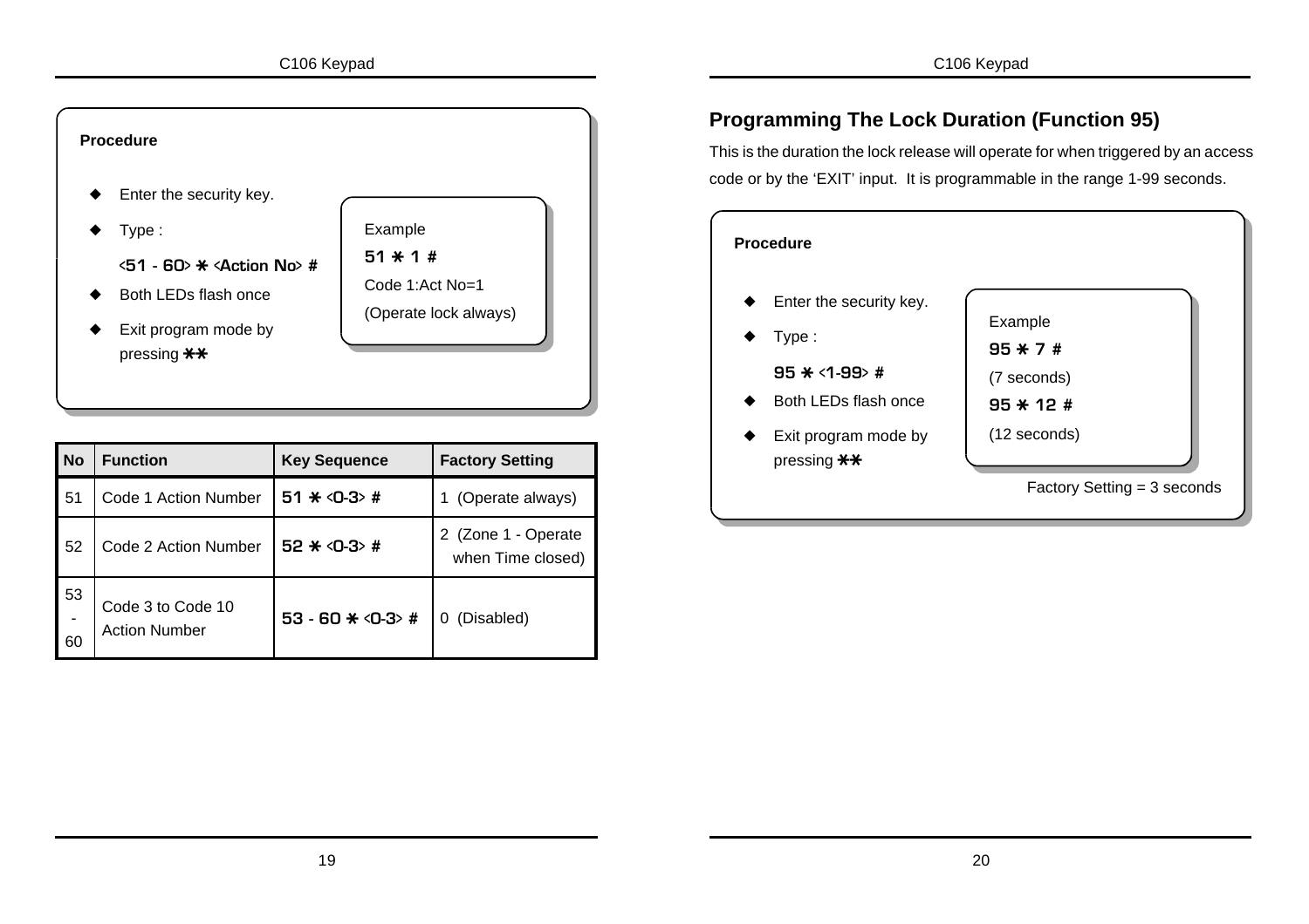**Procedure**

- Enter the security key.
- Type :

  **<51 - 60> * <Action No> #**
- Both LEDs flash once
- Exit program mode by pressing **\*\***

> Example
>
> **51 * 1 #**
>
> Code 1:Act No=1
>
> (Operate lock always)

| No | Function | Key Sequence | Factory Setting |
|---|---|---|---|
| 51 | Code 1 Action Number | **51 * <0-3> #** | 1 (Operate always) |
| 52 | Code 2 Action Number | **52 * <0-3> #** | 2 (Zone 1 - Operate when Time closed) |
| 53 - 60 | Code 3 to Code 10 Action Number | **53 - 60 * <0-3> #** | 0 (Disabled) |

## Programming The Lock Duration (Function 95)

This is the duration the lock release will operate for when triggered by an access code or by the 'EXIT' input. It is programmable in the range 1-99 seconds.

**Procedure**

- Enter the security key.
- Type :

  **95 * <1-99> #**
- Both LEDs flash once
- Exit program mode by pressing **\*\***

> Example
>
> **95 * 7 #**
>
> (7 seconds)
>
> **95 * 12 #**
>
> (12 seconds)

Factory Setting = 3 seconds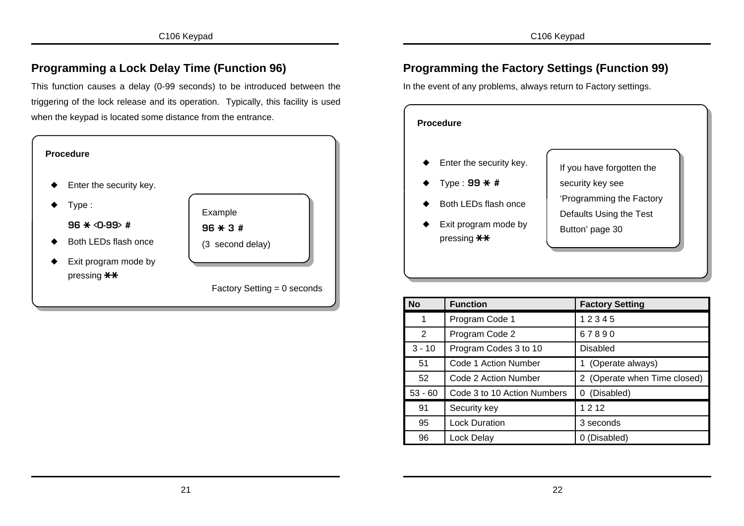## Programming a Lock Delay Time (Function 96)

This function causes a delay (0-99 seconds) to be introduced between the triggering of the lock release and its operation. Typically, this facility is used when the keypad is located some distance from the entrance.

**Procedure**

- Enter the security key.
- Type :

  **96 * <0-99> #**
- Both LEDs flash once
- Exit program mode by pressing **

Example

**96 * 3 #**

(3 second delay)

Factory Setting = 0 seconds

## Programming the Factory Settings (Function 99)

In the event of any problems, always return to Factory settings.

**Procedure**

- Enter the security key.
- Type : **99 * #**
- Both LEDs flash once
- Exit program mode by pressing **

If you have forgotten the security key see 'Programming the Factory Defaults Using the Test Button' page 30

| No | Function | Factory Setting |
|---|---|---|
| 1 | Program Code 1 | 1 2 3 4 5 |
| 2 | Program Code 2 | 6 7 8 9 0 |
| 3 - 10 | Program Codes 3 to 10 | Disabled |
| 51 | Code 1 Action Number | 1 (Operate always) |
| 52 | Code 2 Action Number | 2 (Operate when Time closed) |
| 53 - 60 | Code 3 to 10 Action Numbers | 0 (Disabled) |
| 91 | Security key | 1 2 12 |
| 95 | Lock Duration | 3 seconds |
| 96 | Lock Delay | 0 (Disabled) |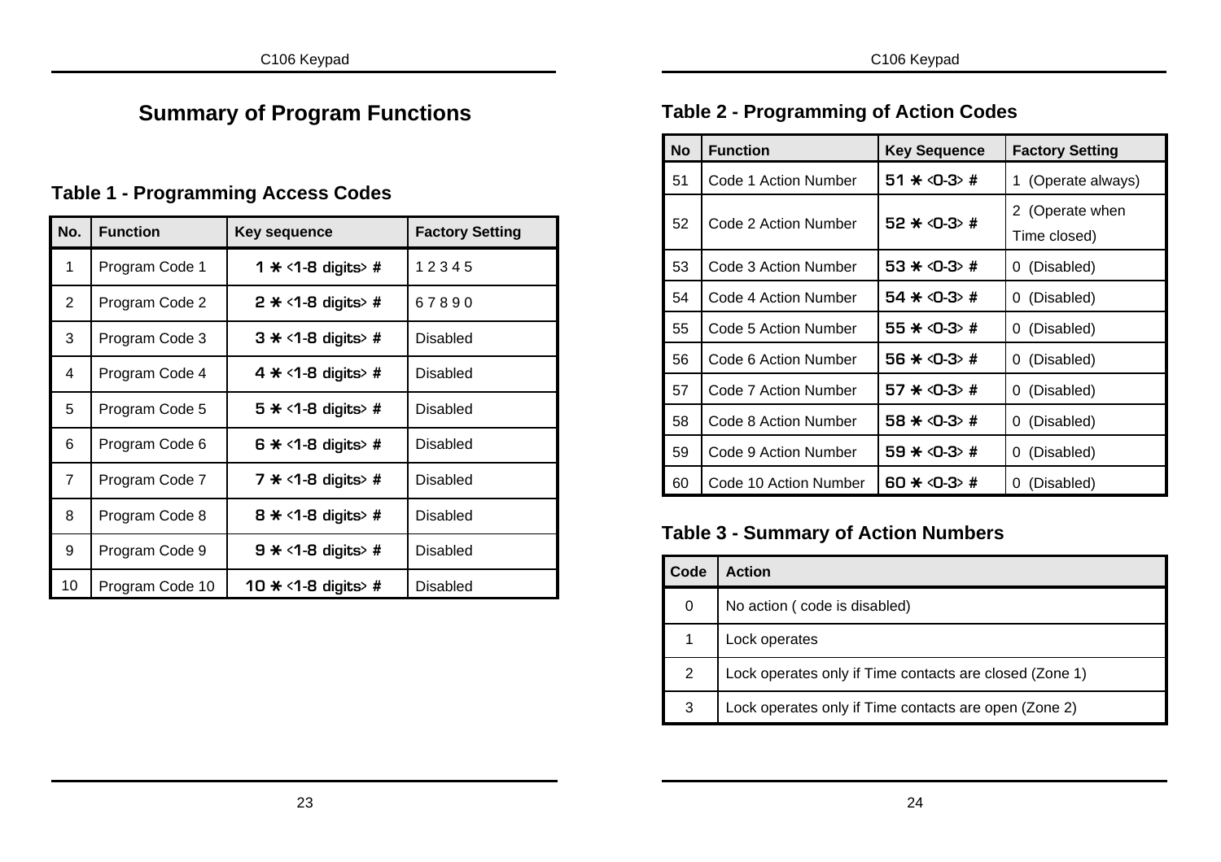# Summary of Program Functions

## Table 1 - Programming Access Codes

| No. | Function | Key sequence | Factory Setting |
|---|---|---|---|
| 1 | Program Code 1 | 1 * <1-8 digits> # | 1 2 3 4 5 |
| 2 | Program Code 2 | 2 * <1-8 digits> # | 6 7 8 9 0 |
| 3 | Program Code 3 | 3 * <1-8 digits> # | Disabled |
| 4 | Program Code 4 | 4 * <1-8 digits> # | Disabled |
| 5 | Program Code 5 | 5 * <1-8 digits> # | Disabled |
| 6 | Program Code 6 | 6 * <1-8 digits> # | Disabled |
| 7 | Program Code 7 | 7 * <1-8 digits> # | Disabled |
| 8 | Program Code 8 | 8 * <1-8 digits> # | Disabled |
| 9 | Program Code 9 | 9 * <1-8 digits> # | Disabled |
| 10 | Program Code 10 | 10 * <1-8 digits> # | Disabled |

## Table 2 - Programming of Action Codes

| No | Function | Key Sequence | Factory Setting |
|---|---|---|---|
| 51 | Code 1 Action Number | 51 * <0-3> # | 1 (Operate always) |
| 52 | Code 2 Action Number | 52 * <0-3> # | 2 (Operate when Time closed) |
| 53 | Code 3 Action Number | 53 * <0-3> # | 0 (Disabled) |
| 54 | Code 4 Action Number | 54 * <0-3> # | 0 (Disabled) |
| 55 | Code 5 Action Number | 55 * <0-3> # | 0 (Disabled) |
| 56 | Code 6 Action Number | 56 * <0-3> # | 0 (Disabled) |
| 57 | Code 7 Action Number | 57 * <0-3> # | 0 (Disabled) |
| 58 | Code 8 Action Number | 58 * <0-3> # | 0 (Disabled) |
| 59 | Code 9 Action Number | 59 * <0-3> # | 0 (Disabled) |
| 60 | Code 10 Action Number | 60 * <0-3> # | 0 (Disabled) |

## Table 3 - Summary of Action Numbers

| Code | Action |
|---|---|
| 0 | No action ( code is disabled) |
| 1 | Lock operates |
| 2 | Lock operates only if Time contacts are closed (Zone 1) |
| 3 | Lock operates only if Time contacts are open (Zone 2) |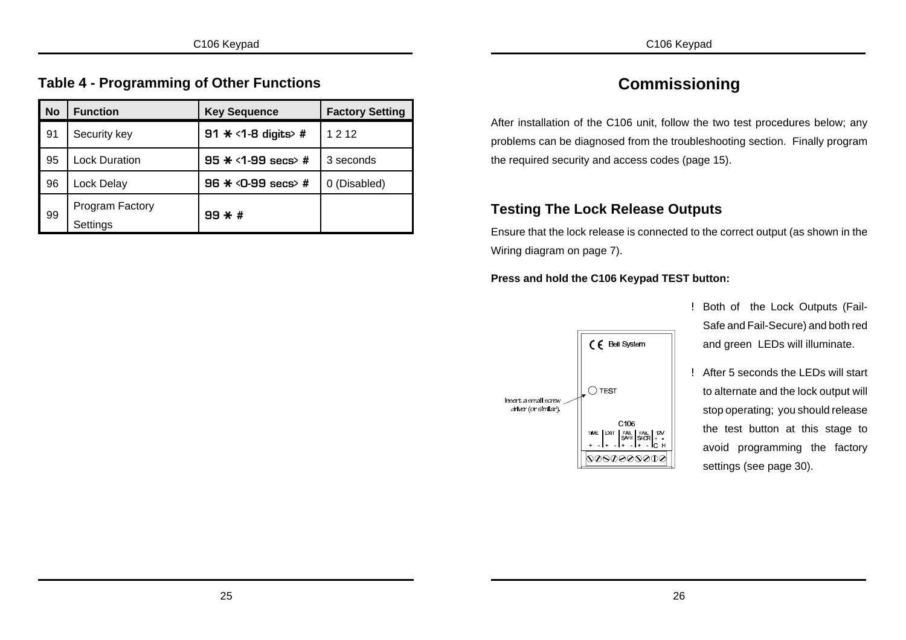## Table 4 - Programming of Other Functions

| No | Function | Key Sequence | Factory Setting |
|---|---|---|---|
| 91 | Security key | 91 * <1-8 digits> # | 1 2 12 |
| 95 | Lock Duration | 95 * <1-99 secs> # | 3 seconds |
| 96 | Lock Delay | 96 * <0-99 secs> # | 0 (Disabled) |
| 99 | Program Factory Settings | 99 * # | |

# Commissioning

After installation of the C106 unit, follow the two test procedures below; any problems can be diagnosed from the troubleshooting section. Finally program the required security and access codes (page 15).

## Testing The Lock Release Outputs

Ensure that the lock release is connected to the correct output (as shown in the Wiring diagram on page 7).

**Press and hold the C106 Keypad TEST button:**

Insert a small screw driver (or similar).

- Both of the Lock Outputs (Fail-Safe and Fail-Secure) and both red and green LEDs will illuminate.
- After 5 seconds the LEDs will start to alternate and the lock output will stop operating; you should release the test button at this stage to avoid programming the factory settings (see page 30).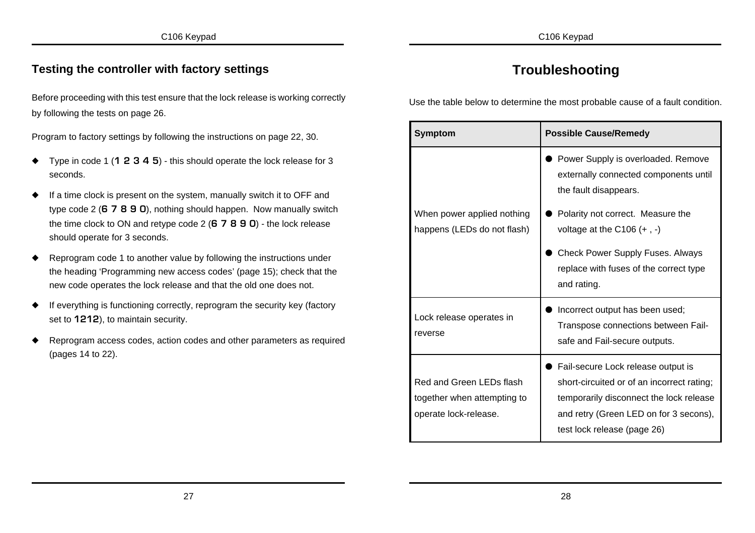## Testing the controller with factory settings

Before proceeding with this test ensure that the lock release is working correctly by following the tests on page 26.

Program to factory settings by following the instructions on page 22, 30.

- Type in code 1 (**1 2 3 4 5**) - this should operate the lock release for 3 seconds.
- If a time clock is present on the system, manually switch it to OFF and type code 2 (**6 7 8 9 0**), nothing should happen. Now manually switch the time clock to ON and retype code 2 (**6 7 8 9 0**) - the lock release should operate for 3 seconds.
- Reprogram code 1 to another value by following the instructions under the heading 'Programming new access codes' (page 15); check that the new code operates the lock release and that the old one does not.
- If everything is functioning correctly, reprogram the security key (factory set to **1212**), to maintain security.
- Reprogram access codes, action codes and other parameters as required (pages 14 to 22).

# Troubleshooting

Use the table below to determine the most probable cause of a fault condition.

| Symptom | Possible Cause/Remedy |
|---|---|
| When power applied nothing happens (LEDs do not flash) | ● Power Supply is overloaded. Remove externally connected components until the fault disappears.<br>● Polarity not correct. Measure the voltage at the C106 (+ , -)<br>● Check Power Supply Fuses. Always replace with fuses of the correct type and rating. |
| Lock release operates in reverse | ● Incorrect output has been used; Transpose connections between Fail-safe and Fail-secure outputs. |
| Red and Green LEDs flash together when attempting to operate lock-release. | ● Fail-secure Lock release output is short-circuited or of an incorrect rating; temporarily disconnect the lock release and retry (Green LED on for 3 secons), test lock release (page 26) |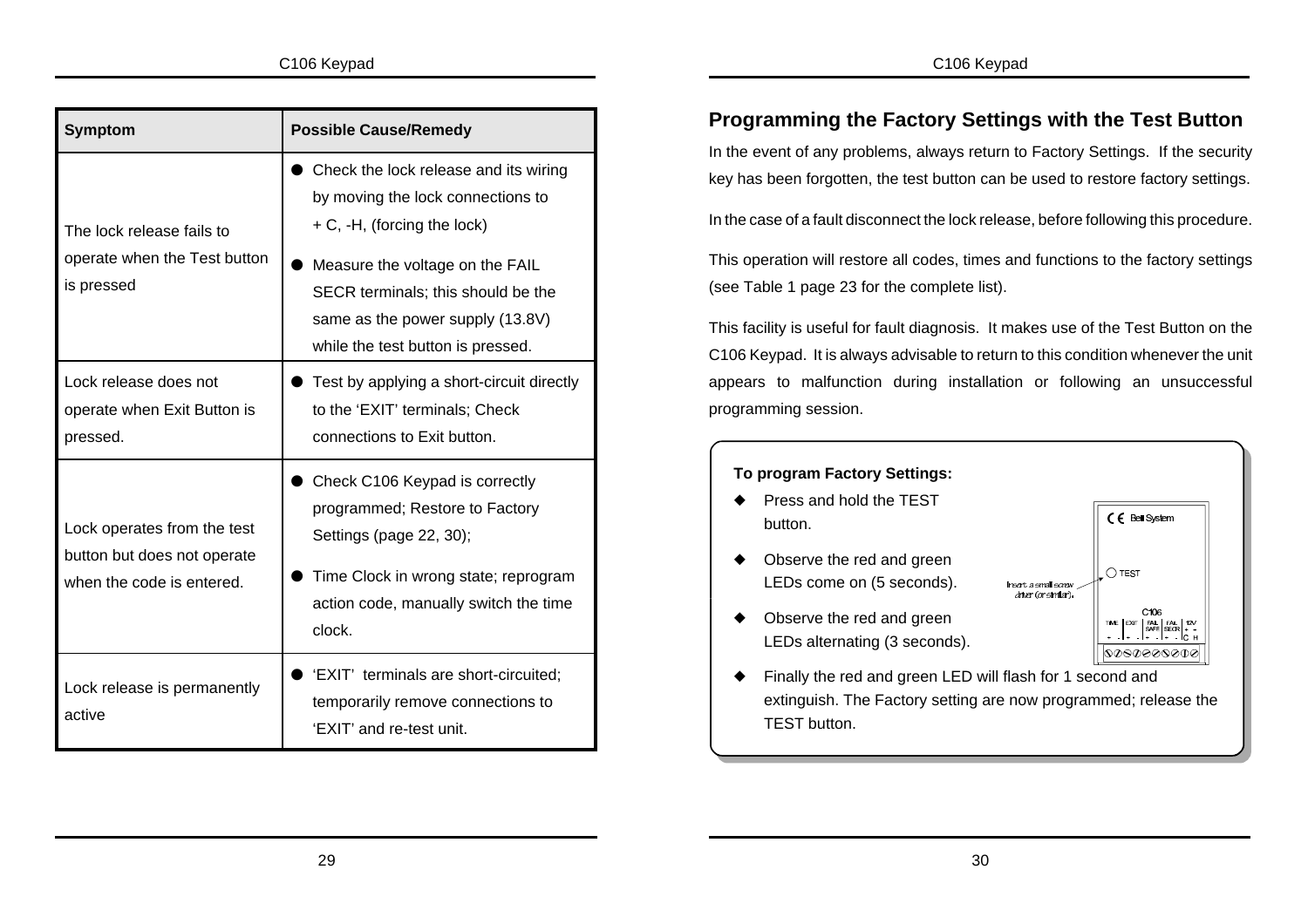| Symptom | Possible Cause/Remedy |
| --- | --- |
| The lock release fails to operate when the Test button is pressed | ● Check the lock release and its wiring by moving the lock connections to + C, -H, (forcing the lock) ● Measure the voltage on the FAIL SECR terminals; this should be the same as the power supply (13.8V) while the test button is pressed. |
| Lock release does not operate when Exit Button is pressed. | ● Test by applying a short-circuit directly to the 'EXIT' terminals; Check connections to Exit button. |
| Lock operates from the test button but does not operate when the code is entered. | ● Check C106 Keypad is correctly programmed; Restore to Factory Settings (page 22, 30); ● Time Clock in wrong state; reprogram action code, manually switch the time clock. |
| Lock release is permanently active | ● 'EXIT' terminals are short-circuited; temporarily remove connections to 'EXIT' and re-test unit. |

## Programming the Factory Settings with the Test Button

In the event of any problems, always return to Factory Settings. If the security key has been forgotten, the test button can be used to restore factory settings.

In the case of a fault disconnect the lock release, before following this procedure.

This operation will restore all codes, times and functions to the factory settings (see Table 1 page 23 for the complete list).

This facility is useful for fault diagnosis. It makes use of the Test Button on the C106 Keypad. It is always advisable to return to this condition whenever the unit appears to malfunction during installation or following an unsuccessful programming session.

**To program Factory Settings:**

- Press and hold the TEST button.
- Observe the red and green LEDs come on (5 seconds).
- Observe the red and green LEDs alternating (3 seconds).
- Finally the red and green LED will flash for 1 second and extinguish. The Factory setting are now programmed; release the TEST button.

Insert a small screw driver (or similar).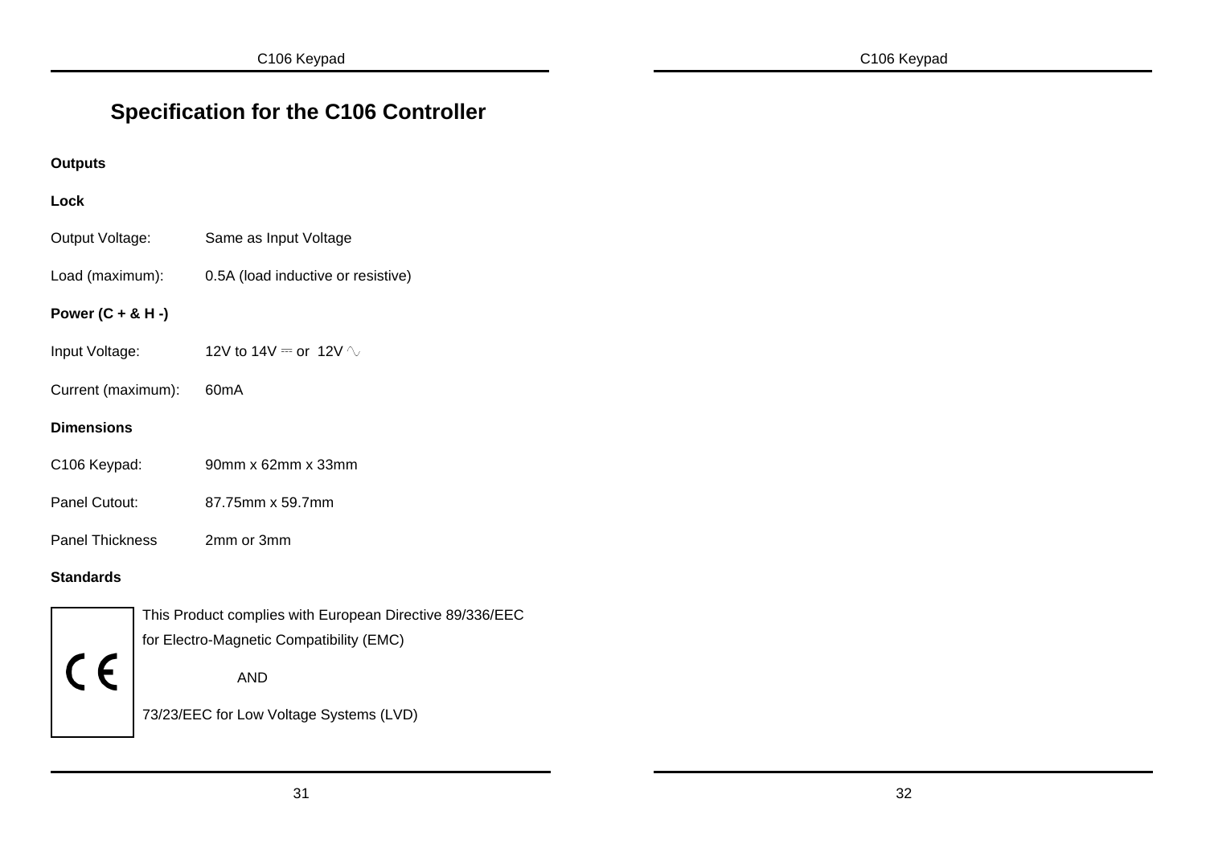# Specification for the C106 Controller

**Outputs**

**Lock**

| | |
|---|---|
| Output Voltage: | Same as Input Voltage |
| Load (maximum): | 0.5A (load inductive or resistive) |

**Power (C + & H -)**

| | |
|---|---|
| Input Voltage: | 12V to 14V ⎓ or 12V ∿ |
| Current (maximum): | 60mA |

**Dimensions**

| | |
|---|---|
| C106 Keypad: | 90mm x 62mm x 33mm |
| Panel Cutout: | 87.75mm x 59.7mm |
| Panel Thickness | 2mm or 3mm |

**Standards**

CE

This Product complies with European Directive 89/336/EEC for Electro-Magnetic Compatibility (EMC)

AND

73/23/EEC for Low Voltage Systems (LVD)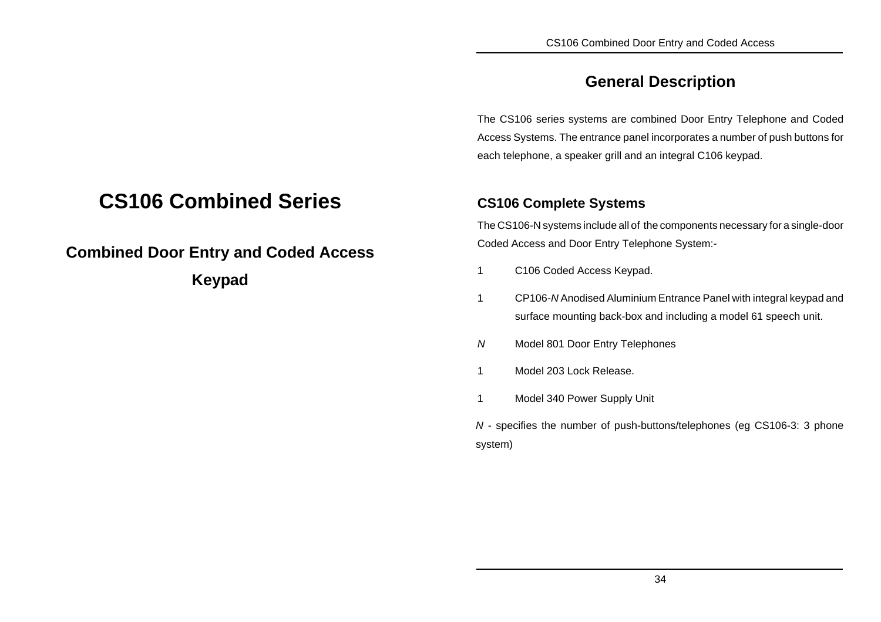# CS106 Combined Series

## Combined Door Entry and Coded Access Keypad

## General Description

The CS106 series systems are combined Door Entry Telephone and Coded Access Systems. The entrance panel incorporates a number of push buttons for each telephone, a speaker grill and an integral C106 keypad.

### CS106 Complete Systems

The CS106-N systems include all of the components necessary for a single-door Coded Access and Door Entry Telephone System:-

1 C106 Coded Access Keypad.

1 CP106-*N* Anodised Aluminium Entrance Panel with integral keypad and surface mounting back-box and including a model 61 speech unit.

*N* Model 801 Door Entry Telephones

1 Model 203 Lock Release.

1 Model 340 Power Supply Unit

*N* - specifies the number of push-buttons/telephones (eg CS106-3: 3 phone system)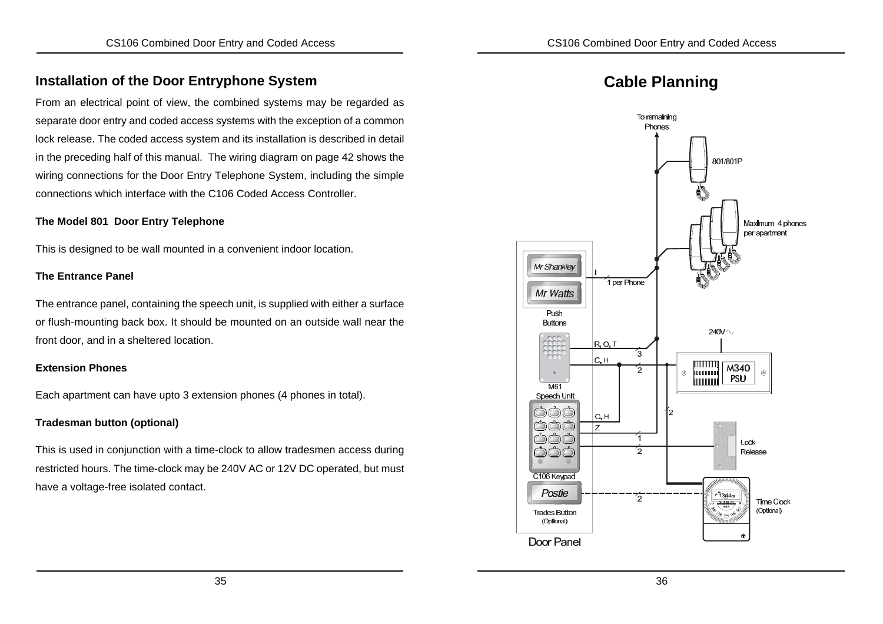## Installation of the Door Entryphone System

From an electrical point of view, the combined systems may be regarded as separate door entry and coded access systems with the exception of a common lock release. The coded access system and its installation is described in detail in the preceding half of this manual. The wiring diagram on page 42 shows the wiring connections for the Door Entry Telephone System, including the simple connections which interface with the C106 Coded Access Controller.

**The Model 801 Door Entry Telephone**

This is designed to be wall mounted in a convenient indoor location.

**The Entrance Panel**

The entrance panel, containing the speech unit, is supplied with either a surface or flush-mounting back box. It should be mounted on an outside wall near the front door, and in a sheltered location.

**Extension Phones**

Each apartment can have upto 3 extension phones (4 phones in total).

**Tradesman button (optional)**

This is used in conjunction with a time-clock to allow tradesmen access during restricted hours. The time-clock may be 240V AC or 12V DC operated, but must have a voltage-free isolated contact.

# Cable Planning

To remaining Phones

801/801P

Maximum 4 phones per apartment

Mr Shankley

Mr Watts

Push Buttons

I

1 per Phone

240V ∿

R, O, T

3

C, H

2

M340 PSU

M61 Speech Unit

2

C, H

Z

1

Lock Release

2

C106 Keypad

Postie

2

Time Clock (Optional)

Trades Button (Optional)

Door Panel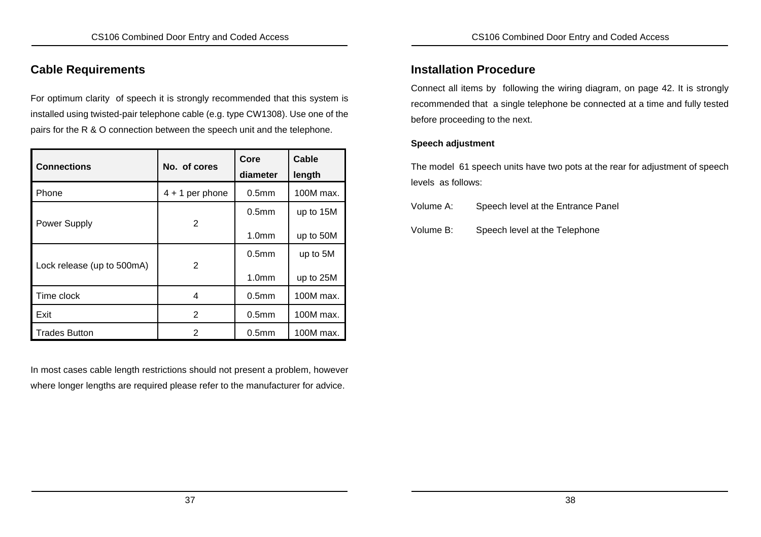## Cable Requirements

For optimum clarity of speech it is strongly recommended that this system is installed using twisted-pair telephone cable (e.g. type CW1308). Use one of the pairs for the R & O connection between the speech unit and the telephone.

| Connections | No. of cores | Core diameter | Cable length |
|---|---|---|---|
| Phone | 4 + 1 per phone | 0.5mm | 100M max. |
| Power Supply | 2 | 0.5mm | up to 15M |
| | | 1.0mm | up to 50M |
| Lock release (up to 500mA) | 2 | 0.5mm | up to 5M |
| | | 1.0mm | up to 25M |
| Time clock | 4 | 0.5mm | 100M max. |
| Exit | 2 | 0.5mm | 100M max. |
| Trades Button | 2 | 0.5mm | 100M max. |

In most cases cable length restrictions should not present a problem, however where longer lengths are required please refer to the manufacturer for advice.

## Installation Procedure

Connect all items by following the wiring diagram, on page 42. It is strongly recommended that a single telephone be connected at a time and fully tested before proceeding to the next.

**Speech adjustment**

The model 61 speech units have two pots at the rear for adjustment of speech levels as follows:

Volume A: Speech level at the Entrance Panel

Volume B: Speech level at the Telephone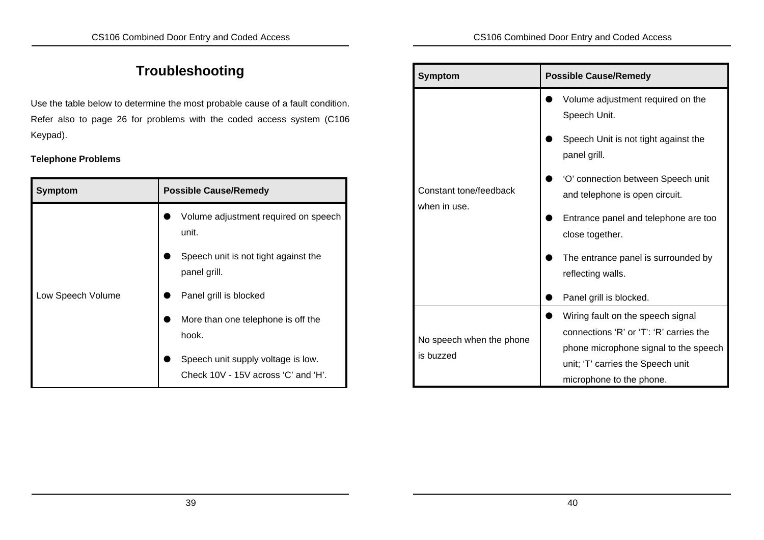# Troubleshooting

Use the table below to determine the most probable cause of a fault condition. Refer also to page 26 for problems with the coded access system (C106 Keypad).

**Telephone Problems**

| Symptom | Possible Cause/Remedy |
| --- | --- |
| Low Speech Volume | ● Volume adjustment required on speech unit.<br>● Speech unit is not tight against the panel grill.<br>● Panel grill is blocked<br>● More than one telephone is off the hook.<br>● Speech unit supply voltage is low. Check 10V - 15V across ‘C’ and ‘H’. |
| Constant tone/feedback when in use. | ● Volume adjustment required on the Speech Unit.<br>● Speech Unit is not tight against the panel grill.<br>● ‘O’ connection between Speech unit and telephone is open circuit.<br>● Entrance panel and telephone are too close together.<br>● The entrance panel is surrounded by reflecting walls.<br>● Panel grill is blocked. |
| No speech when the phone is buzzed | ● Wiring fault on the speech signal connections ‘R’ or ‘T’: ‘R’ carries the phone microphone signal to the speech unit; ‘T’ carries the Speech unit microphone to the phone. |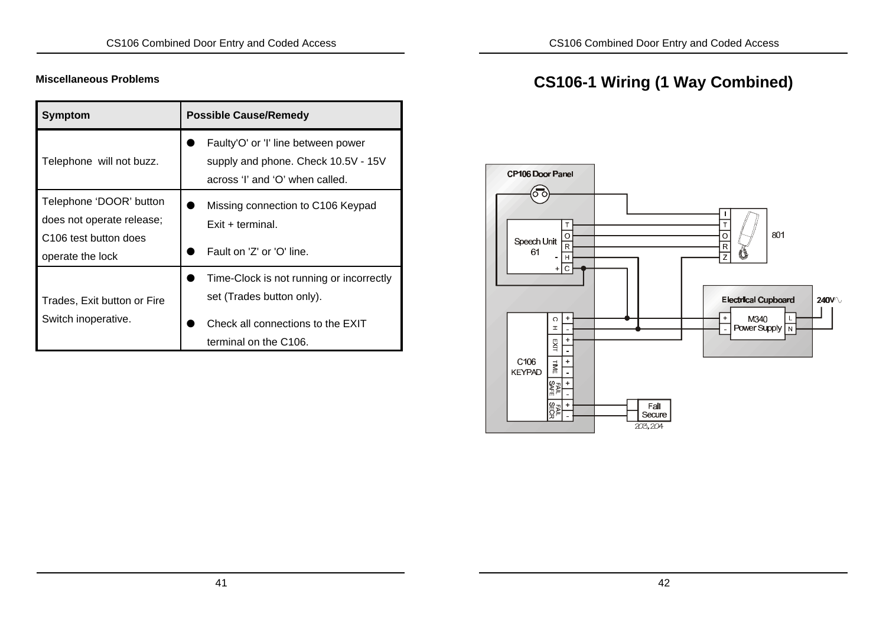**Miscellaneous Problems**

| Symptom | Possible Cause/Remedy |
| --- | --- |
| Telephone will not buzz. | ● Faulty'O' or 'I' line between power supply and phone. Check 10.5V - 15V across 'I' and 'O' when called. |
| Telephone 'DOOR' button does not operate release; C106 test button does operate the lock | ● Missing connection to C106 Keypad Exit + terminal.<br>● Fault on 'Z' or 'O' line. |
| Trades, Exit button or Fire Switch inoperative. | ● Time-Clock is not running or incorrectly set (Trades button only).<br>● Check all connections to the EXIT terminal on the C106. |

# CS106-1 Wiring (1 Way Combined)

CP106 Door Panel

Speech Unit 61

T O R H C

- +

C106 KEYPAD

CH + -

EXIT + -

TIME + -

FAIL SAFE + -

FAIL SECR + -

I T O R Z

801

Electrical Cupboard

M340 Power Supply

+ -

L N

240V∿

Fail Secure

203, 204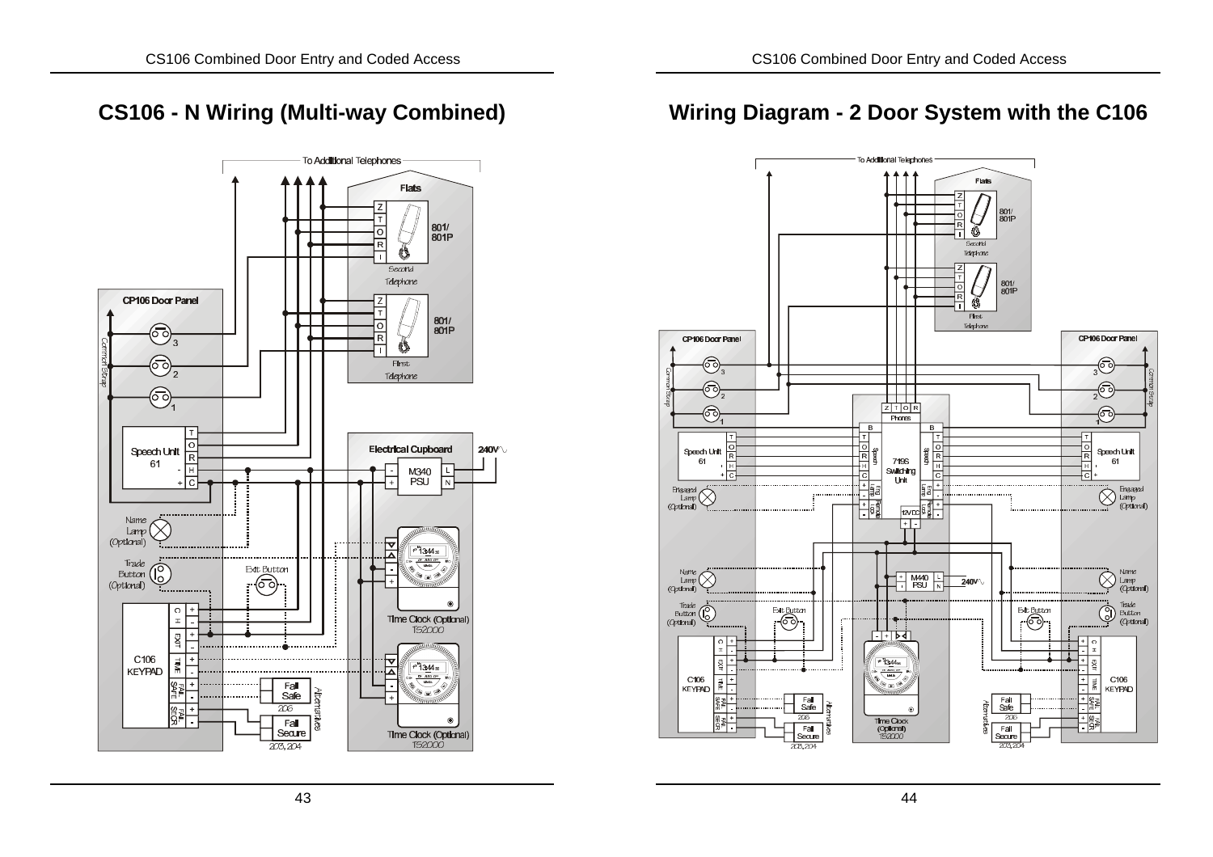# CS106 - N Wiring (Multi-way Combined)

To Additional Telephones

Flats

Z
T
O
R
I

801/
801P

Second
Telephone

Z
T
O
R
I

801/
801P

First
Telephone

CP106 Door Panel

Common Strap

3
2
1

Speech Unit
61

T
O
R
H
C

Electrical Cupboard

240V

M340
PSU

L
N

Name
Lamp
(Optional)

Trade
Button
(Optional)

Exit Button

Time Clock (Optional)
TS2000

C106
KEYPAD

CH
EXIT
TIME
FAIL SAFE
FAIL SECR

Fail
Safe
206

Fail
Secure
203, 204

Alternatives

Time Clock (Optional)
TS2000

# Wiring Diagram - 2 Door System with the C106

To Additional Telephones

Flats

Z
T
O
R
I

801/
801P

Second
Telephone

801/
801P

First
Telephone

CP106 Door Panel

CP106 Door Panel

Common Strap

3
2
1

Z T O R
Phones

B
T
O
R
H
C

Speech

719S
Switching
Unit

Eng Lamp
Remote Lock

12V DC

Speech Unit
61

Engaged
Lamp
(Optional)

Name
Lamp
(Optional)

Trade
Button
(Optional)

M440
PSU

240V

Exit Button

C106
KEYPAD

CH
EXIT
TIME
FAIL SAFE
FAIL SECR

Fail
Safe
206

Fail
Secure
203,204

Alternatives

Time Clock
(Optional)
TS2000